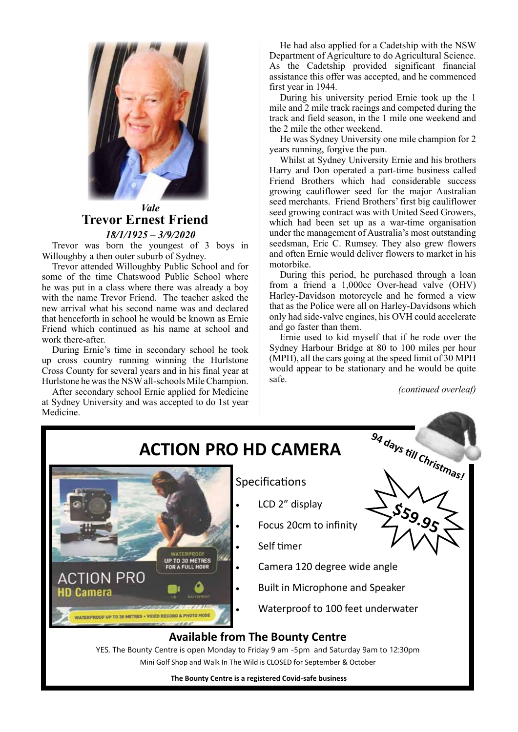*Vale*

# Trevor Ernest Friend

***18/1/1925 – 3/9/2020***

Trevor was born the youngest of 3 boys in Willoughby a then outer suburb of Sydney.

Trevor attended Willoughby Public School and for some of the time Chatswood Public School where he was put in a class where there was already a boy with the name Trevor Friend. The teacher asked the new arrival what his second name was and declared that henceforth in school he would be known as Ernie Friend which continued as his name at school and work there-after.

During Ernie's time in secondary school he took up cross country running winning the Hurlstone Cross County for several years and in his final year at Hurlstone he was the NSW all-schools Mile Champion.

After secondary school Ernie applied for Medicine at Sydney University and was accepted to do 1st year Medicine.

He had also applied for a Cadetship with the NSW Department of Agriculture to do Agricultural Science. As the Cadetship provided significant financial assistance this offer was accepted, and he commenced first year in 1944.

During his university period Ernie took up the 1 mile and 2 mile track racings and competed during the track and field season, in the 1 mile one weekend and the 2 mile the other weekend.

He was Sydney University one mile champion for 2 years running, forgive the pun.

Whilst at Sydney University Ernie and his brothers Harry and Don operated a part-time business called Friend Brothers which had considerable success growing cauliflower seed for the major Australian seed merchants. Friend Brothers' first big cauliflower seed growing contract was with United Seed Growers, which had been set up as a war-time organisation under the management of Australia's most outstanding seedsman, Eric C. Rumsey. They also grew flowers and often Ernie would deliver flowers to market in his motorbike.

During this period, he purchased through a loan from a friend a 1,000cc Over-head valve (OHV) Harley-Davidson motorcycle and he formed a view that as the Police were all on Harley-Davidsons which only had side-valve engines, his OVH could accelerate and go faster than them.

Ernie used to kid myself that if he rode over the Sydney Harbour Bridge at 80 to 100 miles per hour (MPH), all the cars going at the speed limit of 30 MPH would appear to be stationary and he would be quite safe.

*(continued overleaf)*

# ACTION PRO HD CAMERA

**94 days till Christmas!**

**$59.95**

Specifications

- LCD 2" display
- Focus 20cm to infinity
- Self timer
- Camera 120 degree wide angle
- Built in Microphone and Speaker
- Waterproof to 100 feet underwater

### Available from The Bounty Centre

YES, The Bounty Centre is open Monday to Friday 9 am -5pm and Saturday 9am to 12:30pm

Mini Golf Shop and Walk In The Wild is CLOSED for September & October

**The Bounty Centre is a registered Covid-safe business**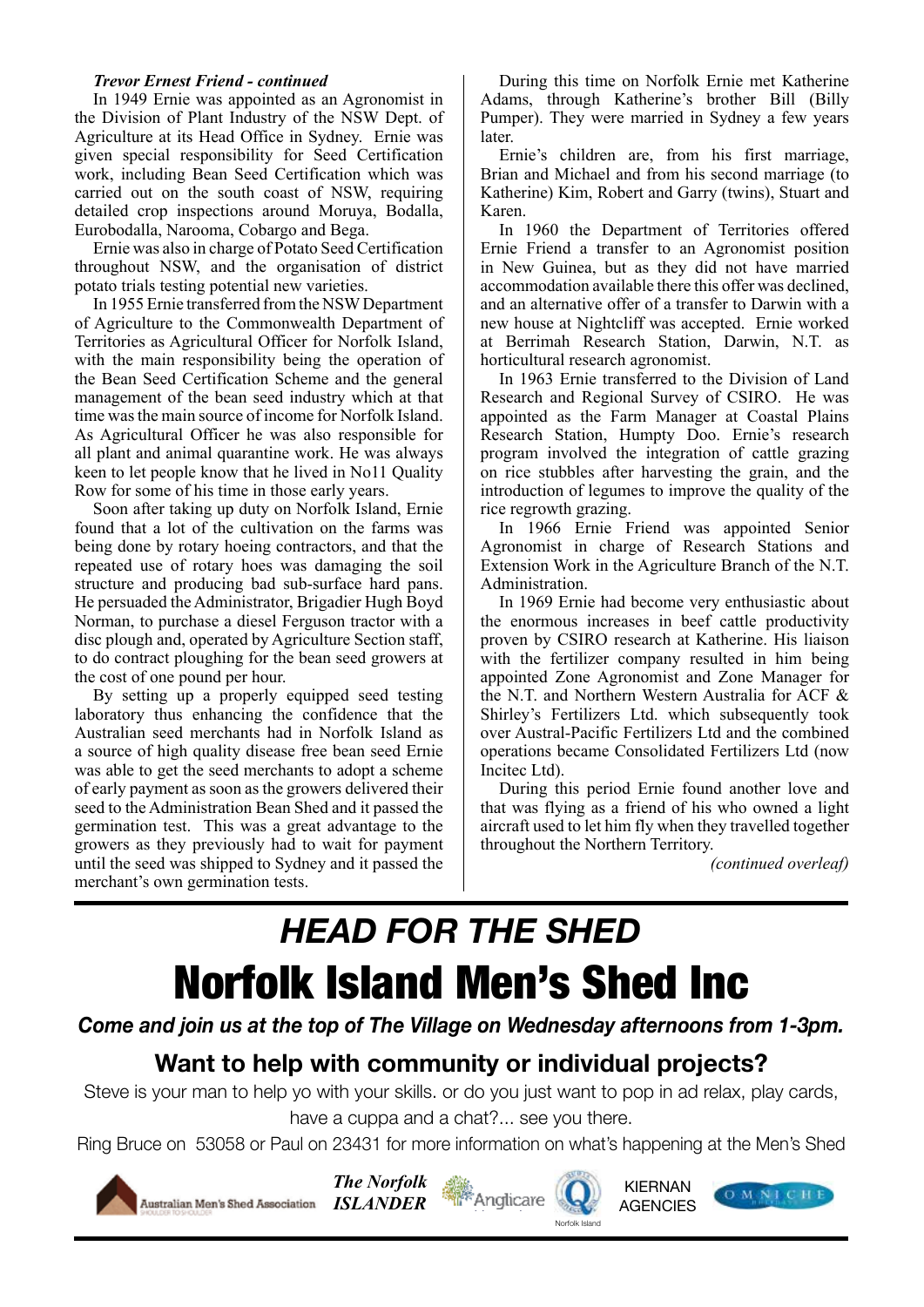***Trevor Ernest Friend - continued***

In 1949 Ernie was appointed as an Agronomist in the Division of Plant Industry of the NSW Dept. of Agriculture at its Head Office in Sydney. Ernie was given special responsibility for Seed Certification work, including Bean Seed Certification which was carried out on the south coast of NSW, requiring detailed crop inspections around Moruya, Bodalla, Eurobodalla, Narooma, Cobargo and Bega.

Ernie was also in charge of Potato Seed Certification throughout NSW, and the organisation of district potato trials testing potential new varieties.

In 1955 Ernie transferred from the NSW Department of Agriculture to the Commonwealth Department of Territories as Agricultural Officer for Norfolk Island, with the main responsibility being the operation of the Bean Seed Certification Scheme and the general management of the bean seed industry which at that time was the main source of income for Norfolk Island. As Agricultural Officer he was also responsible for all plant and animal quarantine work. He was always keen to let people know that he lived in No11 Quality Row for some of his time in those early years.

Soon after taking up duty on Norfolk Island, Ernie found that a lot of the cultivation on the farms was being done by rotary hoeing contractors, and that the repeated use of rotary hoes was damaging the soil structure and producing bad sub-surface hard pans. He persuaded the Administrator, Brigadier Hugh Boyd Norman, to purchase a diesel Ferguson tractor with a disc plough and, operated by Agriculture Section staff, to do contract ploughing for the bean seed growers at the cost of one pound per hour.

By setting up a properly equipped seed testing laboratory thus enhancing the confidence that the Australian seed merchants had in Norfolk Island as a source of high quality disease free bean seed Ernie was able to get the seed merchants to adopt a scheme of early payment as soon as the growers delivered their seed to the Administration Bean Shed and it passed the germination test. This was a great advantage to the growers as they previously had to wait for payment until the seed was shipped to Sydney and it passed the merchant's own germination tests.

During this time on Norfolk Ernie met Katherine Adams, through Katherine's brother Bill (Billy Pumper). They were married in Sydney a few years later.

Ernie's children are, from his first marriage, Brian and Michael and from his second marriage (to Katherine) Kim, Robert and Garry (twins), Stuart and Karen.

In 1960 the Department of Territories offered Ernie Friend a transfer to an Agronomist position in New Guinea, but as they did not have married accommodation available there this offer was declined, and an alternative offer of a transfer to Darwin with a new house at Nightcliff was accepted. Ernie worked at Berrimah Research Station, Darwin, N.T. as horticultural research agronomist.

In 1963 Ernie transferred to the Division of Land Research and Regional Survey of CSIRO. He was appointed as the Farm Manager at Coastal Plains Research Station, Humpty Doo. Ernie's research program involved the integration of cattle grazing on rice stubbles after harvesting the grain, and the introduction of legumes to improve the quality of the rice regrowth grazing.

In 1966 Ernie Friend was appointed Senior Agronomist in charge of Research Stations and Extension Work in the Agriculture Branch of the N.T. Administration.

In 1969 Ernie had become very enthusiastic about the enormous increases in beef cattle productivity proven by CSIRO research at Katherine. His liaison with the fertilizer company resulted in him being appointed Zone Agronomist and Zone Manager for the N.T. and Northern Western Australia for ACF & Shirley's Fertilizers Ltd. which subsequently took over Austral-Pacific Fertilizers Ltd and the combined operations became Consolidated Fertilizers Ltd (now Incitec Ltd).

During this period Ernie found another love and that was flying as a friend of his who owned a light aircraft used to let him fly when they travelled together throughout the Northern Territory.

*(continued overleaf)*

---

## *HEAD FOR THE SHED*

# Norfolk Island Men's Shed Inc

***Come and join us at the top of The Village on Wednesday afternoons from 1-3pm.***

### Want to help with community or individual projects?

Steve is your man to help yo with your skills. or do you just want to pop in ad relax, play cards, have a cuppa and a chat?... see you there.

Ring Bruce on 53058 or Paul on 23431 for more information on what's happening at the Men's Shed

Australian Men's Shed Association | *The Norfolk ISLANDER* | Anglicare | Norfolk Island | KIERNAN AGENCIES | OMNICHE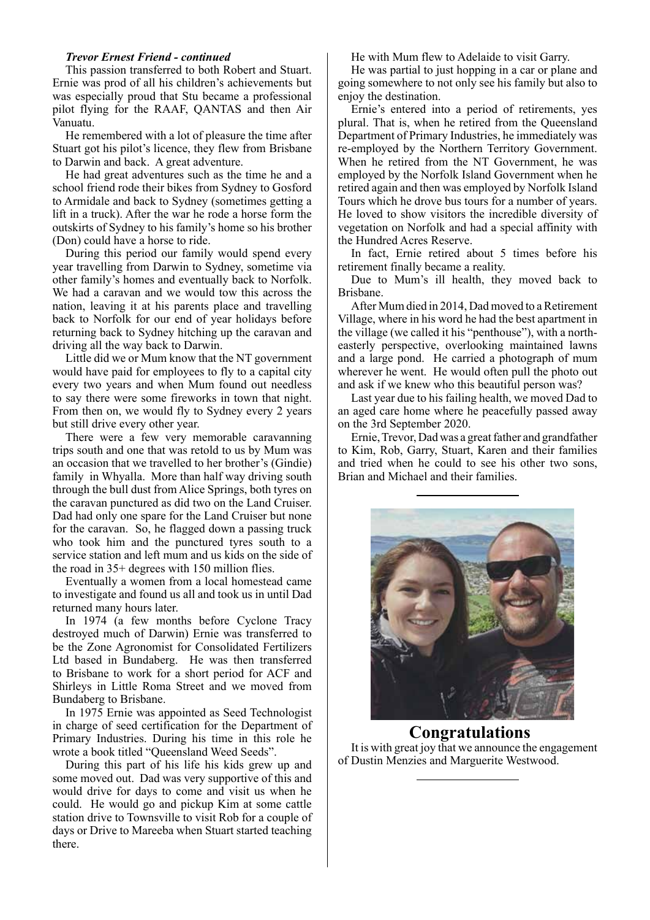***Trevor Ernest Friend - continued***

This passion transferred to both Robert and Stuart. Ernie was prod of all his children's achievements but was especially proud that Stu became a professional pilot flying for the RAAF, QANTAS and then Air Vanuatu.

He remembered with a lot of pleasure the time after Stuart got his pilot's licence, they flew from Brisbane to Darwin and back. A great adventure.

He had great adventures such as the time he and a school friend rode their bikes from Sydney to Gosford to Armidale and back to Sydney (sometimes getting a lift in a truck). After the war he rode a horse form the outskirts of Sydney to his family's home so his brother (Don) could have a horse to ride.

During this period our family would spend every year travelling from Darwin to Sydney, sometime via other family's homes and eventually back to Norfolk. We had a caravan and we would tow this across the nation, leaving it at his parents place and travelling back to Norfolk for our end of year holidays before returning back to Sydney hitching up the caravan and driving all the way back to Darwin.

Little did we or Mum know that the NT government would have paid for employees to fly to a capital city every two years and when Mum found out needless to say there were some fireworks in town that night. From then on, we would fly to Sydney every 2 years but still drive every other year.

There were a few very memorable caravanning trips south and one that was retold to us by Mum was an occasion that we travelled to her brother's (Gindie) family in Whyalla. More than half way driving south through the bull dust from Alice Springs, both tyres on the caravan punctured as did two on the Land Cruiser. Dad had only one spare for the Land Cruiser but none for the caravan. So, he flagged down a passing truck who took him and the punctured tyres south to a service station and left mum and us kids on the side of the road in 35+ degrees with 150 million flies.

Eventually a women from a local homestead came to investigate and found us all and took us in until Dad returned many hours later.

In 1974 (a few months before Cyclone Tracy destroyed much of Darwin) Ernie was transferred to be the Zone Agronomist for Consolidated Fertilizers Ltd based in Bundaberg. He was then transferred to Brisbane to work for a short period for ACF and Shirleys in Little Roma Street and we moved from Bundaberg to Brisbane.

In 1975 Ernie was appointed as Seed Technologist in charge of seed certification for the Department of Primary Industries. During his time in this role he wrote a book titled "Queensland Weed Seeds".

During this part of his life his kids grew up and some moved out. Dad was very supportive of this and would drive for days to come and visit us when he could. He would go and pickup Kim at some cattle station drive to Townsville to visit Rob for a couple of days or Drive to Mareeba when Stuart started teaching there.

He with Mum flew to Adelaide to visit Garry.

He was partial to just hopping in a car or plane and going somewhere to not only see his family but also to enjoy the destination.

Ernie's entered into a period of retirements, yes plural. That is, when he retired from the Queensland Department of Primary Industries, he immediately was re-employed by the Northern Territory Government. When he retired from the NT Government, he was employed by the Norfolk Island Government when he retired again and then was employed by Norfolk Island Tours which he drove bus tours for a number of years. He loved to show visitors the incredible diversity of vegetation on Norfolk and had a special affinity with the Hundred Acres Reserve.

In fact, Ernie retired about 5 times before his retirement finally became a reality.

Due to Mum's ill health, they moved back to Brisbane.

After Mum died in 2014, Dad moved to a Retirement Village, where in his word he had the best apartment in the village (we called it his "penthouse"), with a north-easterly perspective, overlooking maintained lawns and a large pond. He carried a photograph of mum wherever he went. He would often pull the photo out and ask if we knew who this beautiful person was?

Last year due to his failing health, we moved Dad to an aged care home where he peacefully passed away on the 3rd September 2020.

Ernie, Trevor, Dad was a great father and grandfather to Kim, Rob, Garry, Stuart, Karen and their families and tried when he could to see his other two sons, Brian and Michael and their families.

---

## Congratulations

It is with great joy that we announce the engagement of Dustin Menzies and Marguerite Westwood.

---